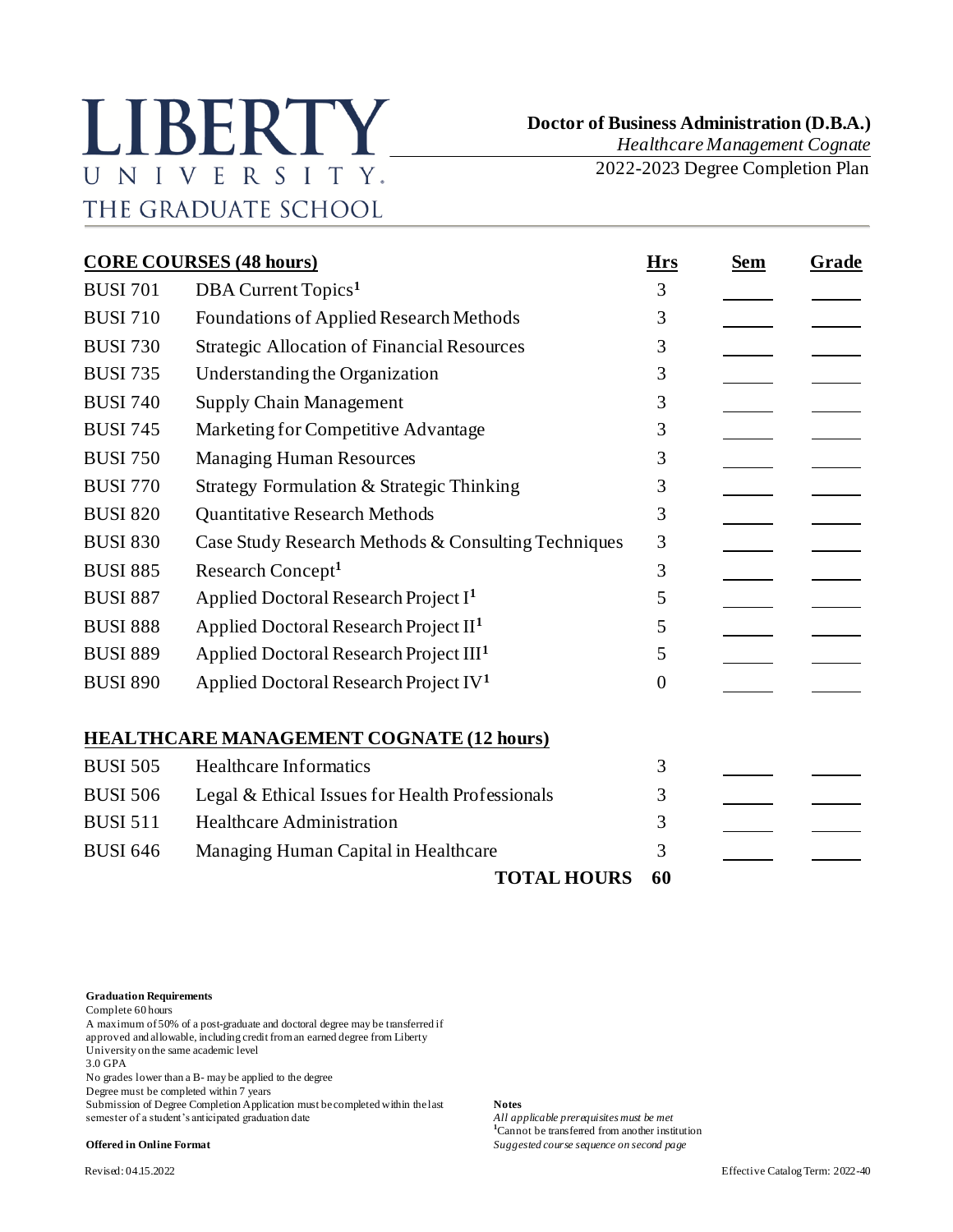# LIBERTY UNIVERSITY
## THE GRADUATE SCHOOL

**Doctor of Business Administration (D.B.A.)**
*Healthcare Management Cognate*
2022-2023 Degree Completion Plan

| CORE COURSES (48 hours) | | Hrs | Sem | Grade |
|---|---|---|---|---|
| BUSI 701 | DBA Current Topics[1] | 3 | | |
| BUSI 710 | Foundations of Applied Research Methods | 3 | | |
| BUSI 730 | Strategic Allocation of Financial Resources | 3 | | |
| BUSI 735 | Understanding the Organization | 3 | | |
| BUSI 740 | Supply Chain Management | 3 | | |
| BUSI 745 | Marketing for Competitive Advantage | 3 | | |
| BUSI 750 | Managing Human Resources | 3 | | |
| BUSI 770 | Strategy Formulation & Strategic Thinking | 3 | | |
| BUSI 820 | Quantitative Research Methods | 3 | | |
| BUSI 830 | Case Study Research Methods & Consulting Techniques | 3 | | |
| BUSI 885 | Research Concept[1] | 3 | | |
| BUSI 887 | Applied Doctoral Research Project I[1] | 5 | | |
| BUSI 888 | Applied Doctoral Research Project II[1] | 5 | | |
| BUSI 889 | Applied Doctoral Research Project III[1] | 5 | | |
| BUSI 890 | Applied Doctoral Research Project IV[1] | 0 | | |
| **HEALTHCARE MANAGEMENT COGNATE (12 hours)** | | | | |
| BUSI 505 | Healthcare Informatics | 3 | | |
| BUSI 506 | Legal & Ethical Issues for Health Professionals | 3 | | |
| BUSI 511 | Healthcare Administration | 3 | | |
| BUSI 646 | Managing Human Capital in Healthcare | 3 | | |
| | **TOTAL HOURS** | **60** | | |

**Graduation Requirements**
Complete 60 hours
A maximum of 50% of a post-graduate and doctoral degree may be transferred if approved and allowable, including credit from an earned degree from Liberty University on the same academic level
3.0 GPA
No grades lower than a B- may be applied to the degree
Degree must be completed within 7 years
Submission of Degree Completion Application must be completed within the last semester of a student's anticipated graduation date

**Offered in Online Format**

**Notes**
*All applicable prerequisites must be met*
[1]Cannot be transferred from another institution
*Suggested course sequence on second page*

Revised: 04.15.2022

Effective Catalog Term: 2022-40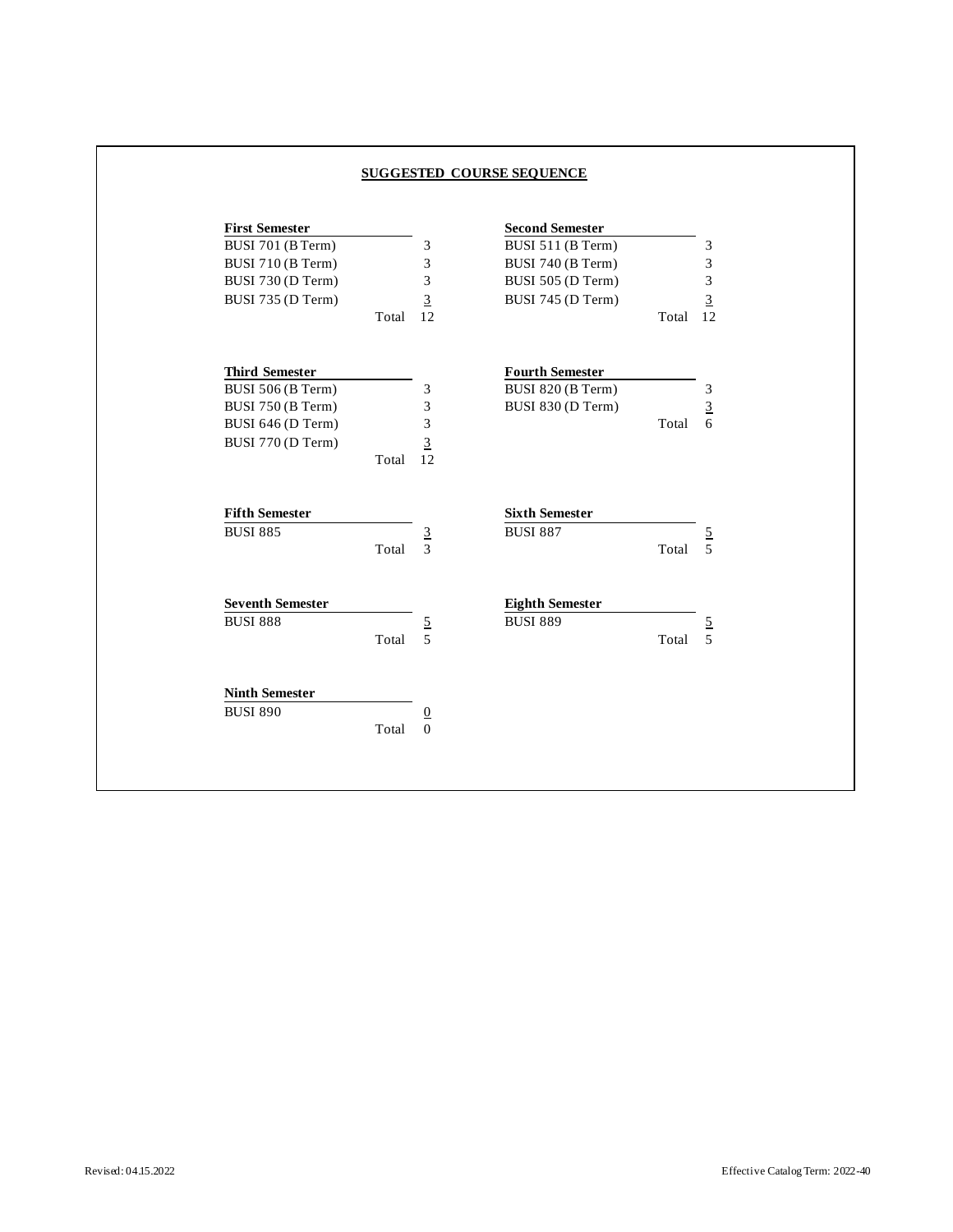## SUGGESTED COURSE SEQUENCE

| First Semester | |
|---|---|
| BUSI 701 (B Term) | 3 |
| BUSI 710 (B Term) | 3 |
| BUSI 730 (D Term) | 3 |
| BUSI 735 (D Term) | 3 |
| Total | 12 |

| Second Semester | |
|---|---|
| BUSI 511 (B Term) | 3 |
| BUSI 740 (B Term) | 3 |
| BUSI 505 (D Term) | 3 |
| BUSI 745 (D Term) | 3 |
| Total | 12 |

| Third Semester | |
|---|---|
| BUSI 506 (B Term) | 3 |
| BUSI 750 (B Term) | 3 |
| BUSI 646 (D Term) | 3 |
| BUSI 770 (D Term) | 3 |
| Total | 12 |

| Fourth Semester | |
|---|---|
| BUSI 820 (B Term) | 3 |
| BUSI 830 (D Term) | 3 |
| Total | 6 |

| Fifth Semester | |
|---|---|
| BUSI 885 | 3 |
| Total | 3 |

| Sixth Semester | |
|---|---|
| BUSI 887 | 5 |
| Total | 5 |

| Seventh Semester | |
|---|---|
| BUSI 888 | 5 |
| Total | 5 |

| Eighth Semester | |
|---|---|
| BUSI 889 | 5 |
| Total | 5 |

| Ninth Semester | |
|---|---|
| BUSI 890 | 0 |
| Total | 0 |

Revised: 04.15.2022

Effective Catalog Term: 2022-40